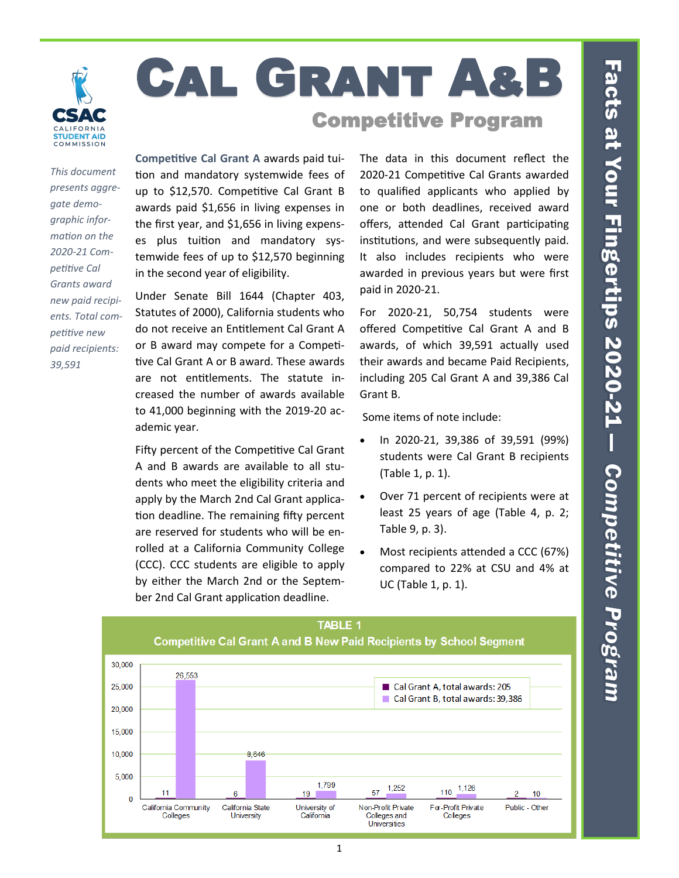# Cal Grant A&B

## Competitive Program

**Facts at Your Fingertips 2020-21 — Competitive Program**

*This document presents aggregate demographic information on the 2020-21 Competitive Cal Grants award new paid recipients. Total competitive new paid recipients: 39,591*

**Competitive Cal Grant A** awards paid tuition and mandatory systemwide fees of up to $12,570. Competitive Cal Grant B awards paid $1,656 in living expenses in the first year, and $1,656 in living expenses plus tuition and mandatory systemwide fees of up to $12,570 beginning in the second year of eligibility.

Under Senate Bill 1644 (Chapter 403, Statutes of 2000), California students who do not receive an Entitlement Cal Grant A or B award may compete for a Competitive Cal Grant A or B award. These awards are not entitlements. The statute increased the number of awards available to 41,000 beginning with the 2019-20 academic year.

Fifty percent of the Competitive Cal Grant A and B awards are available to all students who meet the eligibility criteria and apply by the March 2nd Cal Grant application deadline. The remaining fifty percent are reserved for students who will be enrolled at a California Community College (CCC). CCC students are eligible to apply by either the March 2nd or the September 2nd Cal Grant application deadline.

The data in this document reflect the 2020-21 Competitive Cal Grants awarded to qualified applicants who applied by one or both deadlines, received award offers, attended Cal Grant participating institutions, and were subsequently paid. It also includes recipients who were awarded in previous years but were first paid in 2020-21.

For 2020-21, 50,754 students were offered Competitive Cal Grant A and B awards, of which 39,591 actually used their awards and became Paid Recipients, including 205 Cal Grant A and 39,386 Cal Grant B.

Some items of note include:

- In 2020-21, 39,386 of 39,591 (99%) students were Cal Grant B recipients (Table 1, p. 1).
- Over 71 percent of recipients were at least 25 years of age (Table 4, p. 2; Table 9, p. 3).
- Most recipients attended a CCC (67%) compared to 22% at CSU and 4% at UC (Table 1, p. 1).

**TABLE 1**
**Competitive Cal Grant A and B New Paid Recipients by School Segment**

| School Segment | Cal Grant A, total awards: 205 | Cal Grant B, total awards: 39,386 |
|---|---|---|
| California Community Colleges | 11 | 26,553 |
| California State University | 6 | 8,646 |
| University of California | 19 | 1,799 |
| Non-Profit Private Colleges and Universities | 57 | 1,252 |
| For-Profit Private Colleges | 110 | 1,126 |
| Public - Other | 2 | 10 |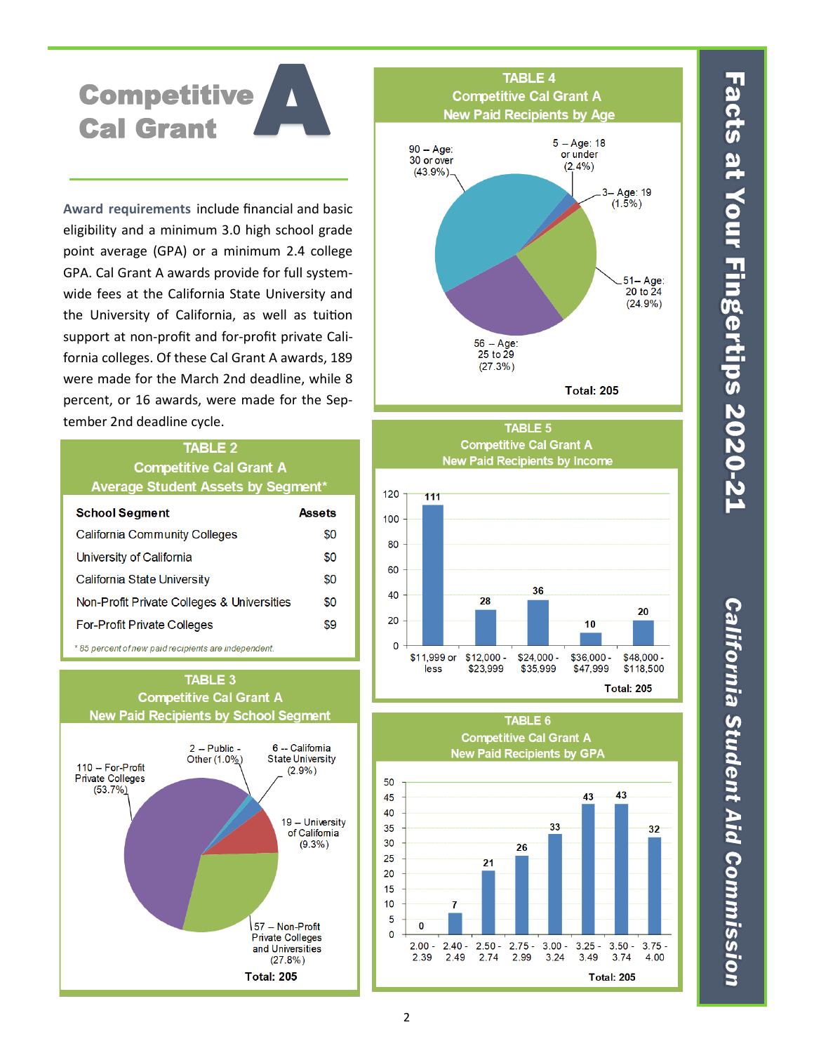# Competitive Cal Grant A

**Award requirements** include financial and basic eligibility and a minimum 3.0 high school grade point average (GPA) or a minimum 2.4 college GPA. Cal Grant A awards provide for full system-wide fees at the California State University and the University of California, as well as tuition support at non-profit and for-profit private California colleges. Of these Cal Grant A awards, 189 were made for the March 2nd deadline, while 8 percent, or 16 awards, were made for the September 2nd deadline cycle.

## TABLE 2
### Competitive Cal Grant A
### Average Student Assets by Segment*

| School Segment | Assets |
|---|---|
| California Community Colleges | $0 |
| University of California | $0 |
| California State University | $0 |
| Non-Profit Private Colleges & Universities | $0 |
| For-Profit Private Colleges | $9 |

* 85 percent of new paid recipients are independent.

## TABLE 3
### Competitive Cal Grant A
### New Paid Recipients by School Segment

| School Segment | Recipients | Percent |
|---|---|---|
| For-Profit Private Colleges | 110 | 53.7% |
| Public - Other | 2 | 1.0% |
| California State University | 6 | 2.9% |
| University of California | 19 | 9.3% |
| Non-Profit Private Colleges and Universities | 57 | 27.8% |

Total: 205

## TABLE 4
### Competitive Cal Grant A
### New Paid Recipients by Age

| Age | Recipients | Percent |
|---|---|---|
| 18 or under | 5 | 2.4% |
| 19 | 3 | 1.5% |
| 20 to 24 | 51 | 24.9% |
| 25 to 29 | 56 | 27.3% |
| 30 or over | 90 | 43.9% |

Total: 205

## TABLE 5
### Competitive Cal Grant A
### New Paid Recipients by Income

| Income | Recipients |
|---|---|
| $11,999 or less | 111 |
| $12,000 - $23,999 | 28 |
| $24,000 - $35,999 | 36 |
| $36,000 - $47,999 | 10 |
| $48,000 - $118,500 | 20 |

Total: 205

## TABLE 6
### Competitive Cal Grant A
### New Paid Recipients by GPA

| GPA | Recipients |
|---|---|
| 2.00 - 2.39 | 0 |
| 2.40 - 2.49 | 7 |
| 2.50 - 2.74 | 21 |
| 2.75 - 2.99 | 26 |
| 3.00 - 3.24 | 33 |
| 3.25 - 3.49 | 43 |
| 3.50 - 3.74 | 43 |
| 3.75 - 4.00 | 32 |

Total: 205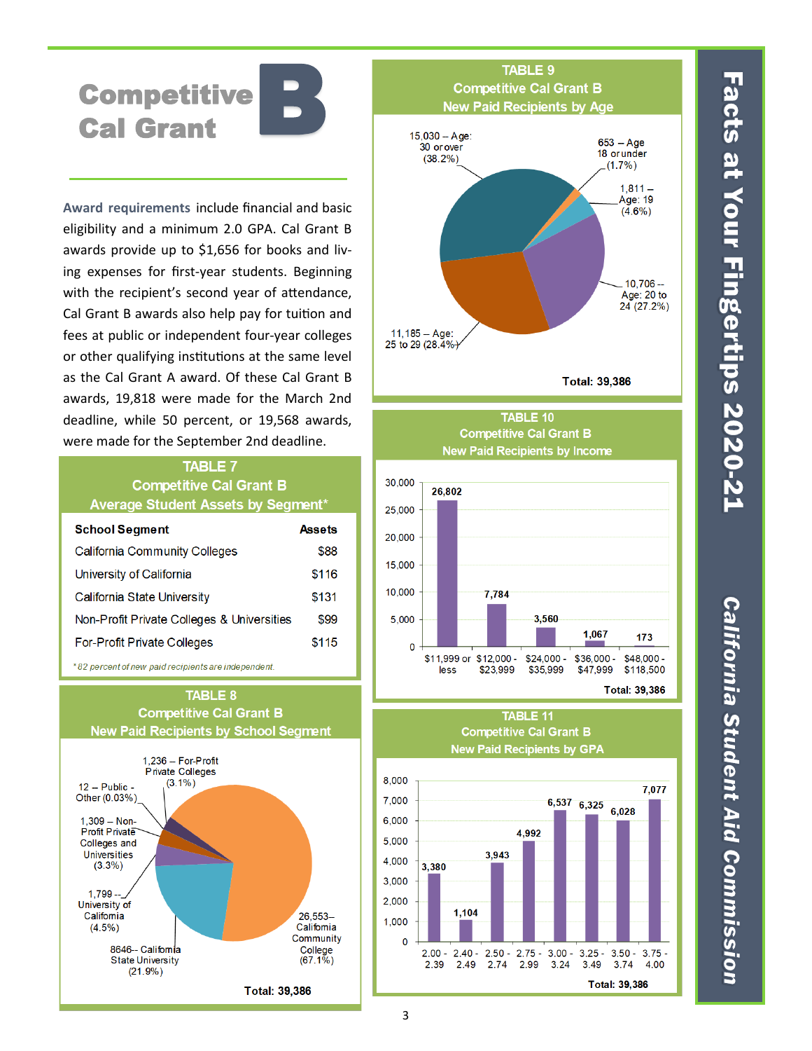# Competitive Cal Grant B

**Award requirements** include financial and basic eligibility and a minimum 2.0 GPA. Cal Grant B awards provide up to $1,656 for books and living expenses for first-year students. Beginning with the recipient's second year of attendance, Cal Grant B awards also help pay for tuition and fees at public or independent four-year colleges or other qualifying institutions at the same level as the Cal Grant A award. Of these Cal Grant B awards, 19,818 were made for the March 2nd deadline, while 50 percent, or 19,568 awards, were made for the September 2nd deadline.

### TABLE 7
### Competitive Cal Grant B
### Average Student Assets by Segment*

| School Segment | Assets |
|---|---|
| California Community Colleges | $88 |
| University of California | $116 |
| California State University | $131 |
| Non-Profit Private Colleges & Universities | $99 |
| For-Profit Private Colleges | $115 |

*\*82 percent of new paid recipients are independent.*

### TABLE 8
### Competitive Cal Grant B
### New Paid Recipients by School Segment

| School Segment | Recipients | Percent |
|---|---|---|
| California Community College | 26,553 | 67.1% |
| California State University | 8646 | 21.9% |
| University of California | 1,799 | 4.5% |
| Non-Profit Private Colleges and Universities | 1,309 | 3.3% |
| For-Profit Private Colleges | 1,236 | 3.1% |
| Public - Other | 12 | 0.03% |

Total: 39,386

### TABLE 9
### Competitive Cal Grant B
### New Paid Recipients by Age

| Age | Recipients | Percent |
|---|---|---|
| 18 or under | 653 | 1.7% |
| 19 | 1,811 | 4.6% |
| 20 to 24 | 10,706 | 27.2% |
| 25 to 29 | 11,185 | 28.4% |
| 30 or over | 15,030 | 38.2% |

Total: 39,386

### TABLE 10
### Competitive Cal Grant B
### New Paid Recipients by Income

| Income | Recipients |
|---|---|
| $11,999 or less | 26,802 |
| $12,000 - $23,999 | 7,784 |
| $24,000 - $35,999 | 3,560 |
| $36,000 - $47,999 | 1,067 |
| $48,000 - $118,500 | 173 |

Total: 39,386

### TABLE 11
### Competitive Cal Grant B
### New Paid Recipients by GPA

| GPA | Recipients |
|---|---|
| 2.00 - 2.39 | 3,380 |
| 2.40 - 2.49 | 1,104 |
| 2.50 - 2.74 | 3,943 |
| 2.75 - 2.99 | 4,992 |
| 3.00 - 3.24 | 6,537 |
| 3.25 - 3.49 | 6,325 |
| 3.50 - 3.74 | 6,028 |
| 3.75 - 4.00 | 7,077 |

Total: 39,386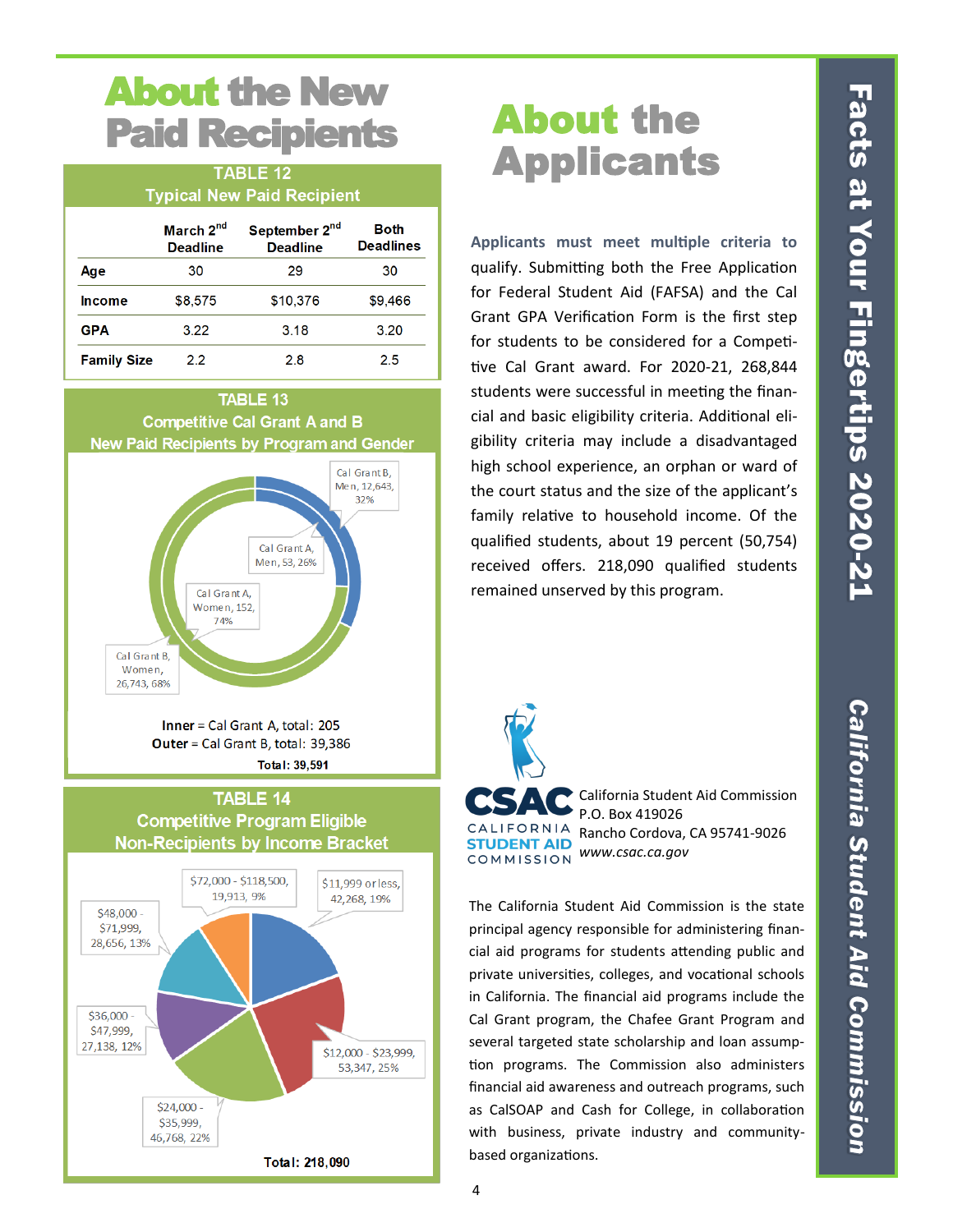# About the New Paid Recipients

**TABLE 12**
**Typical New Paid Recipient**

| | March 2nd Deadline | September 2nd Deadline | Both Deadlines |
|---|---|---|---|
| **Age** | 30 | 29 | 30 |
| **Income** | $8,575 | $10,376 | $9,466 |
| **GPA** | 3.22 | 3.18 | 3.20 |
| **Family Size** | 2.2 | 2.8 | 2.5 |

**TABLE 13**
**Competitive Cal Grant A and B**
**New Paid Recipients by Program and Gender**

Cal Grant B, Men, 12,643, 32%

Cal Grant A, Men, 53, 26%

Cal Grant A, Women, 152, 74%

Cal Grant B, Women, 26,743, 68%

**Inner** = Cal Grant A, total: 205

**Outer** = Cal Grant B, total: 39,386

**Total: 39,591**

**TABLE 14**
**Competitive Program Eligible**
**Non-Recipients by Income Bracket**

$72,000 - $118,500, 19,913, 9%

$11,999 or less, 42,268, 19%

$48,000 - $71,999, 28,656, 13%

$36,000 - $47,999, 27,138, 12%

$12,000 - $23,999, 53,347, 25%

$24,000 - $35,999, 46,768, 22%

**Total: 218,090**

# About the Applicants

**Applicants must meet multiple criteria to** qualify. Submitting both the Free Application for Federal Student Aid (FAFSA) and the Cal Grant GPA Verification Form is the first step for students to be considered for a Competitive Cal Grant award. For 2020-21, 268,844 students were successful in meeting the financial and basic eligibility criteria. Additional eligibility criteria may include a disadvantaged high school experience, an orphan or ward of the court status and the size of the applicant's family relative to household income. Of the qualified students, about 19 percent (50,754) received offers. 218,090 qualified students remained unserved by this program.

CSAC
CALIFORNIA STUDENT AID COMMISSION

California Student Aid Commission
P.O. Box 419026
Rancho Cordova, CA 95741-9026
*www.csac.ca.gov*

The California Student Aid Commission is the state principal agency responsible for administering financial aid programs for students attending public and private universities, colleges, and vocational schools in California. The financial aid programs include the Cal Grant program, the Chafee Grant Program and several targeted state scholarship and loan assumption programs. The Commission also administers financial aid awareness and outreach programs, such as CalSOAP and Cash for College, in collaboration with business, private industry and community-based organizations.